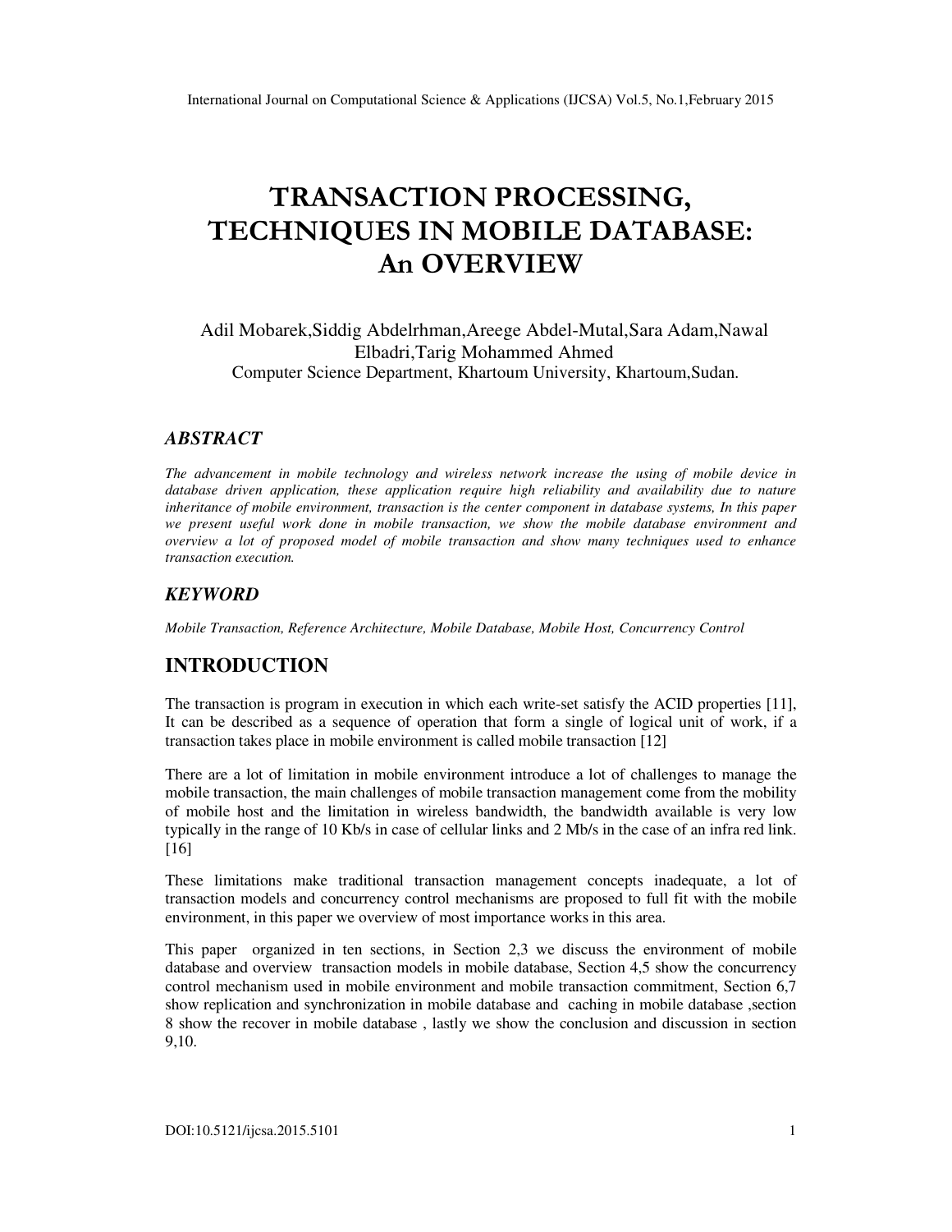# TRANSACTION PROCESSING, TECHNIQUES IN MOBILE DATABASE: An OVERVIEW

Adil Mobarek,Siddig Abdelrhman,Areege Abdel-Mutal,Sara Adam,Nawal Elbadri,Tarig Mohammed Ahmed

Computer Science Department, Khartoum University, Khartoum,Sudan.

## *ABSTRACT*

*The advancement in mobile technology and wireless network increase the using of mobile device in database driven application, these application require high reliability and availability due to nature inheritance of mobile environment, transaction is the center component in database systems, In this paper we present useful work done in mobile transaction, we show the mobile database environment and overview a lot of proposed model of mobile transaction and show many techniques used to enhance transaction execution.*

## *KEYWORD*

*Mobile Transaction, Reference Architecture, Mobile Database, Mobile Host, Concurrency Control*

## INTRODUCTION

The transaction is program in execution in which each write-set satisfy the ACID properties [11], It can be described as a sequence of operation that form a single of logical unit of work, if a transaction takes place in mobile environment is called mobile transaction [12]

There are a lot of limitation in mobile environment introduce a lot of challenges to manage the mobile transaction, the main challenges of mobile transaction management come from the mobility of mobile host and the limitation in wireless bandwidth, the bandwidth available is very low typically in the range of 10 Kb/s in case of cellular links and 2 Mb/s in the case of an infra red link. [16]

These limitations make traditional transaction management concepts inadequate, a lot of transaction models and concurrency control mechanisms are proposed to full fit with the mobile environment, in this paper we overview of most importance works in this area.

This paper organized in ten sections, in Section 2,3 we discuss the environment of mobile database and overview transaction models in mobile database, Section 4,5 show the concurrency control mechanism used in mobile environment and mobile transaction commitment, Section 6,7 show replication and synchronization in mobile database and caching in mobile database ,section 8 show the recover in mobile database , lastly we show the conclusion and discussion in section 9,10.

DOI:10.5121/ijcsa.2015.5101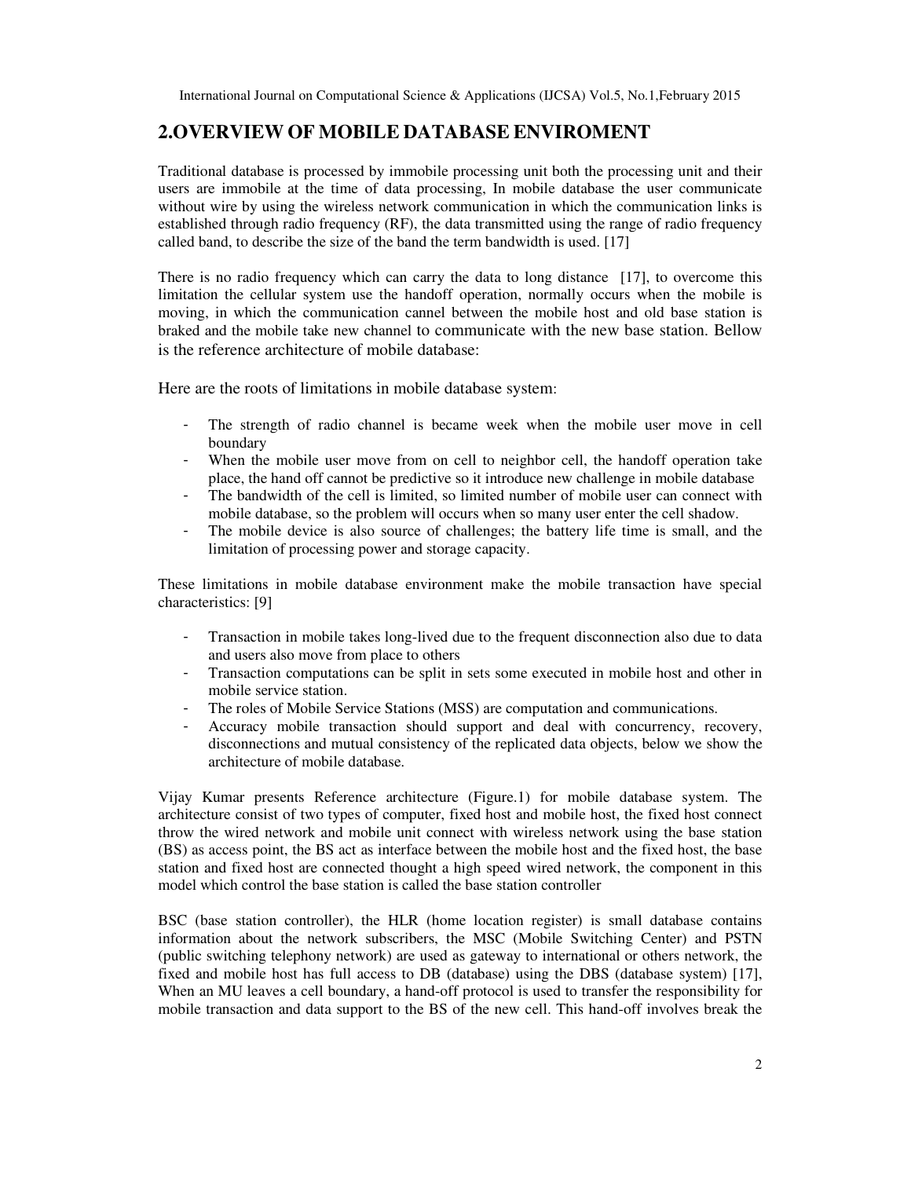## 2.OVERVIEW OF MOBILE DATABASE ENVIROMENT

Traditional database is processed by immobile processing unit both the processing unit and their users are immobile at the time of data processing, In mobile database the user communicate without wire by using the wireless network communication in which the communication links is established through radio frequency (RF), the data transmitted using the range of radio frequency called band, to describe the size of the band the term bandwidth is used. [17]

There is no radio frequency which can carry the data to long distance [17], to overcome this limitation the cellular system use the handoff operation, normally occurs when the mobile is moving, in which the communication cannel between the mobile host and old base station is braked and the mobile take new channel to communicate with the new base station. Bellow is the reference architecture of mobile database:

Here are the roots of limitations in mobile database system:

- The strength of radio channel is became week when the mobile user move in cell boundary
- When the mobile user move from on cell to neighbor cell, the handoff operation take place, the hand off cannot be predictive so it introduce new challenge in mobile database
- The bandwidth of the cell is limited, so limited number of mobile user can connect with mobile database, so the problem will occurs when so many user enter the cell shadow.
- The mobile device is also source of challenges; the battery life time is small, and the limitation of processing power and storage capacity.

These limitations in mobile database environment make the mobile transaction have special characteristics: [9]

- Transaction in mobile takes long-lived due to the frequent disconnection also due to data and users also move from place to others
- Transaction computations can be split in sets some executed in mobile host and other in mobile service station.
- The roles of Mobile Service Stations (MSS) are computation and communications.
- Accuracy mobile transaction should support and deal with concurrency, recovery, disconnections and mutual consistency of the replicated data objects, below we show the architecture of mobile database.

Vijay Kumar presents Reference architecture (Figure.1) for mobile database system. The architecture consist of two types of computer, fixed host and mobile host, the fixed host connect throw the wired network and mobile unit connect with wireless network using the base station (BS) as access point, the BS act as interface between the mobile host and the fixed host, the base station and fixed host are connected thought a high speed wired network, the component in this model which control the base station is called the base station controller

BSC (base station controller), the HLR (home location register) is small database contains information about the network subscribers, the MSC (Mobile Switching Center) and PSTN (public switching telephony network) are used as gateway to international or others network, the fixed and mobile host has full access to DB (database) using the DBS (database system) [17], When an MU leaves a cell boundary, a hand-off protocol is used to transfer the responsibility for mobile transaction and data support to the BS of the new cell. This hand-off involves break the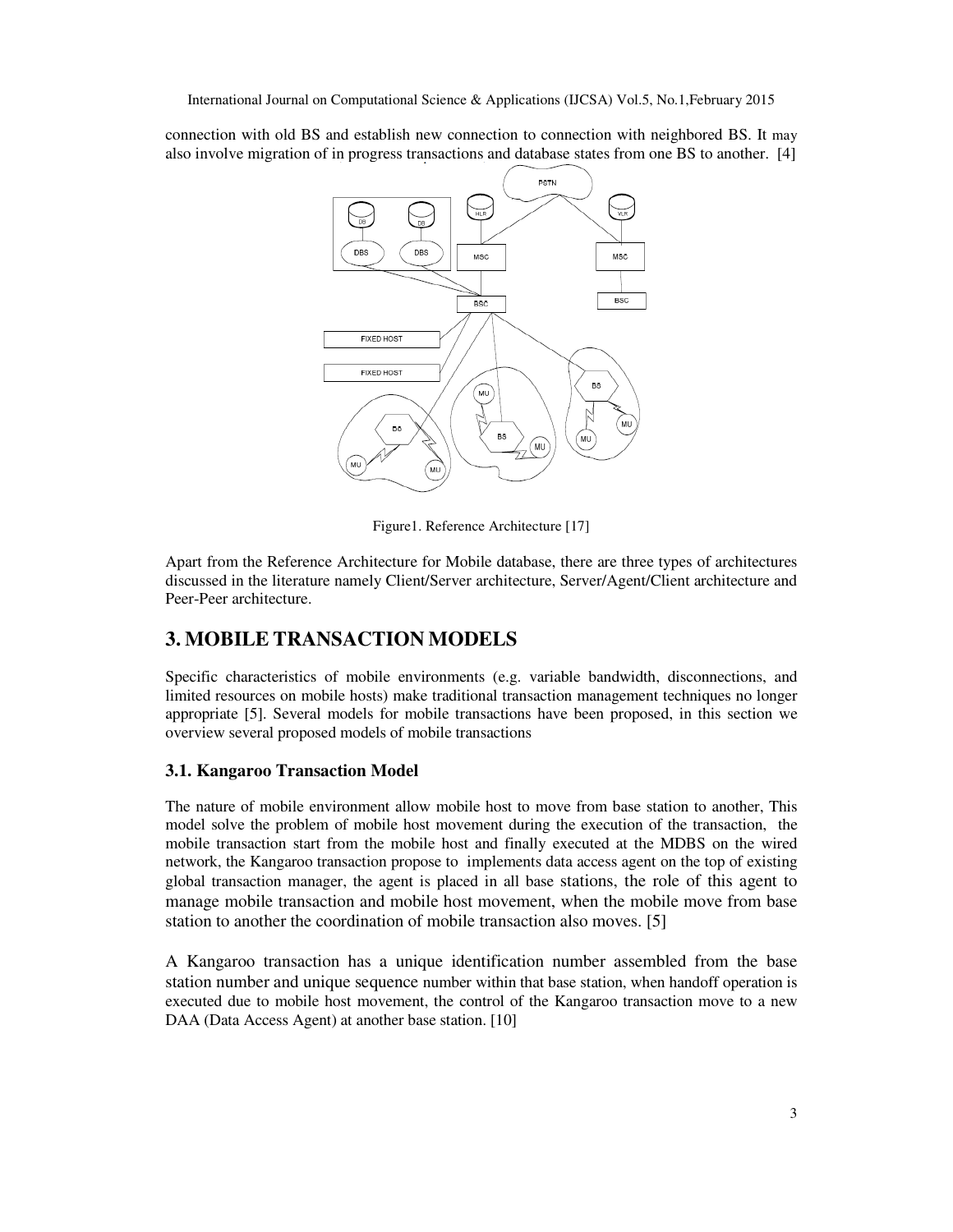connection with old BS and establish new connection to connection with neighbored BS. It may also involve migration of in progress transactions and database states from one BS to another. [4]

Figure1. Reference Architecture [17]

Apart from the Reference Architecture for Mobile database, there are three types of architectures discussed in the literature namely Client/Server architecture, Server/Agent/Client architecture and Peer-Peer architecture.

## 3. MOBILE TRANSACTION MODELS

Specific characteristics of mobile environments (e.g. variable bandwidth, disconnections, and limited resources on mobile hosts) make traditional transaction management techniques no longer appropriate [5]. Several models for mobile transactions have been proposed, in this section we overview several proposed models of mobile transactions

### 3.1. Kangaroo Transaction Model

The nature of mobile environment allow mobile host to move from base station to another, This model solve the problem of mobile host movement during the execution of the transaction, the mobile transaction start from the mobile host and finally executed at the MDBS on the wired network, the Kangaroo transaction propose to implements data access agent on the top of existing global transaction manager, the agent is placed in all base stations, the role of this agent to manage mobile transaction and mobile host movement, when the mobile move from base station to another the coordination of mobile transaction also moves. [5]

A Kangaroo transaction has a unique identification number assembled from the base station number and unique sequence number within that base station, when handoff operation is executed due to mobile host movement, the control of the Kangaroo transaction move to a new DAA (Data Access Agent) at another base station. [10]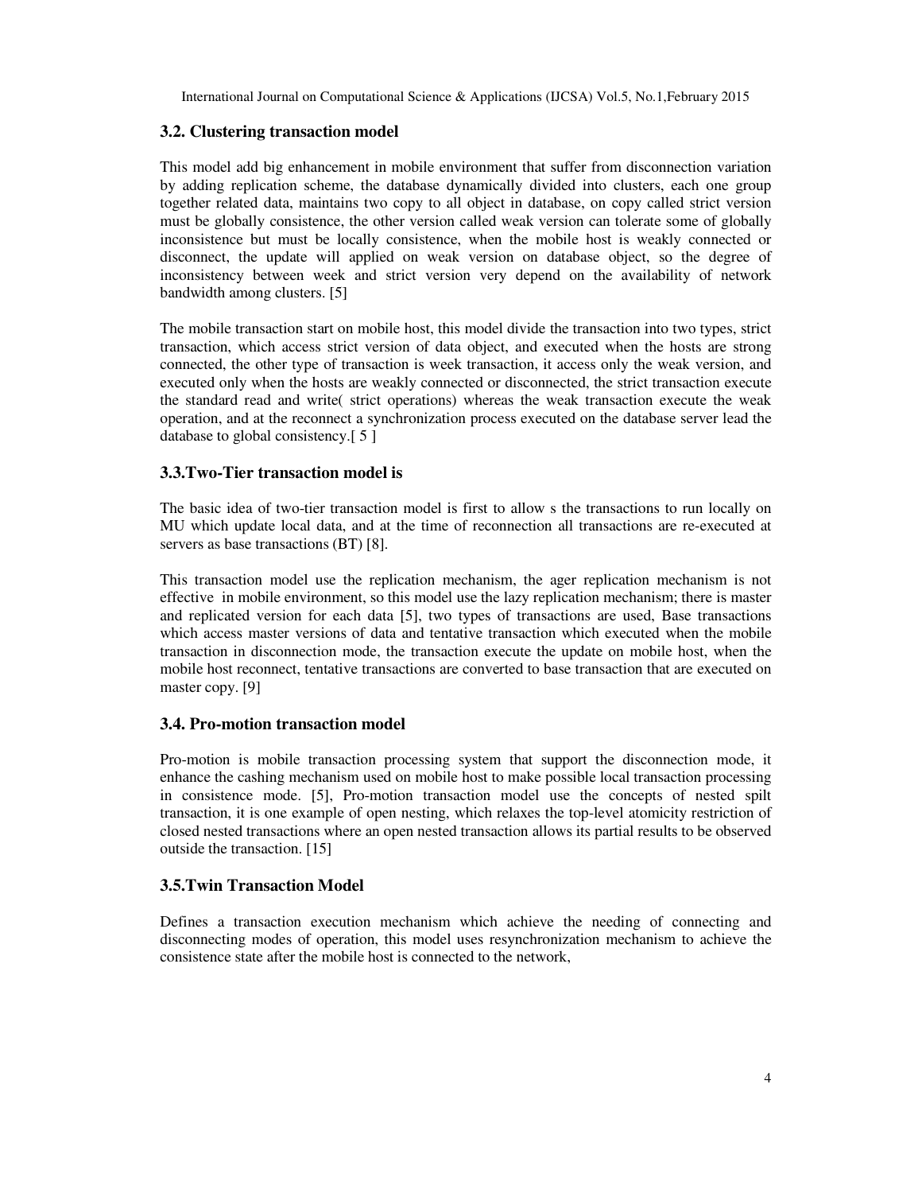### 3.2. Clustering transaction model

This model add big enhancement in mobile environment that suffer from disconnection variation by adding replication scheme, the database dynamically divided into clusters, each one group together related data, maintains two copy to all object in database, on copy called strict version must be globally consistence, the other version called weak version can tolerate some of globally inconsistence but must be locally consistence, when the mobile host is weakly connected or disconnect, the update will applied on weak version on database object, so the degree of inconsistency between week and strict version very depend on the availability of network bandwidth among clusters. [5]

The mobile transaction start on mobile host, this model divide the transaction into two types, strict transaction, which access strict version of data object, and executed when the hosts are strong connected, the other type of transaction is week transaction, it access only the weak version, and executed only when the hosts are weakly connected or disconnected, the strict transaction execute the standard read and write( strict operations) whereas the weak transaction execute the weak operation, and at the reconnect a synchronization process executed on the database server lead the database to global consistency.[ 5 ]

### 3.3.Two-Tier transaction model is

The basic idea of two-tier transaction model is first to allow s the transactions to run locally on MU which update local data, and at the time of reconnection all transactions are re-executed at servers as base transactions (BT) [8].

This transaction model use the replication mechanism, the ager replication mechanism is not effective in mobile environment, so this model use the lazy replication mechanism; there is master and replicated version for each data [5], two types of transactions are used, Base transactions which access master versions of data and tentative transaction which executed when the mobile transaction in disconnection mode, the transaction execute the update on mobile host, when the mobile host reconnect, tentative transactions are converted to base transaction that are executed on master copy. [9]

### 3.4. Pro-motion transaction model

Pro-motion is mobile transaction processing system that support the disconnection mode, it enhance the cashing mechanism used on mobile host to make possible local transaction processing in consistence mode. [5], Pro-motion transaction model use the concepts of nested spilt transaction, it is one example of open nesting, which relaxes the top-level atomicity restriction of closed nested transactions where an open nested transaction allows its partial results to be observed outside the transaction. [15]

### 3.5.Twin Transaction Model

Defines a transaction execution mechanism which achieve the needing of connecting and disconnecting modes of operation, this model uses resynchronization mechanism to achieve the consistence state after the mobile host is connected to the network,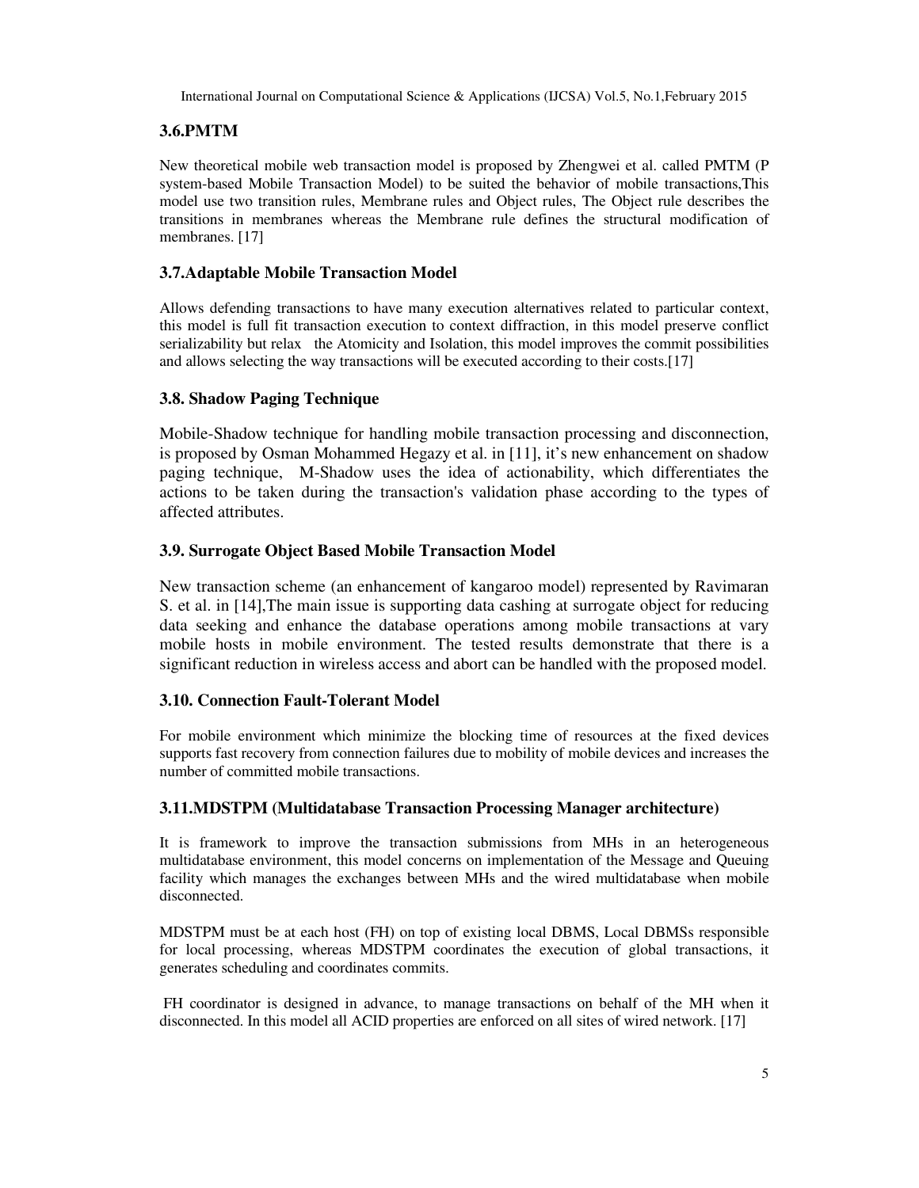### 3.6.PMTM

New theoretical mobile web transaction model is proposed by Zhengwei et al. called PMTM (P system-based Mobile Transaction Model) to be suited the behavior of mobile transactions,This model use two transition rules, Membrane rules and Object rules, The Object rule describes the transitions in membranes whereas the Membrane rule defines the structural modification of membranes. [17]

### 3.7.Adaptable Mobile Transaction Model

Allows defending transactions to have many execution alternatives related to particular context, this model is full fit transaction execution to context diffraction, in this model preserve conflict serializability but relax the Atomicity and Isolation, this model improves the commit possibilities and allows selecting the way transactions will be executed according to their costs.[17]

### 3.8. Shadow Paging Technique

Mobile-Shadow technique for handling mobile transaction processing and disconnection, is proposed by Osman Mohammed Hegazy et al. in [11], it's new enhancement on shadow paging technique, M-Shadow uses the idea of actionability, which differentiates the actions to be taken during the transaction's validation phase according to the types of affected attributes.

### 3.9. Surrogate Object Based Mobile Transaction Model

New transaction scheme (an enhancement of kangaroo model) represented by Ravimaran S. et al. in [14],The main issue is supporting data cashing at surrogate object for reducing data seeking and enhance the database operations among mobile transactions at vary mobile hosts in mobile environment. The tested results demonstrate that there is a significant reduction in wireless access and abort can be handled with the proposed model.

### 3.10. Connection Fault-Tolerant Model

For mobile environment which minimize the blocking time of resources at the fixed devices supports fast recovery from connection failures due to mobility of mobile devices and increases the number of committed mobile transactions.

### 3.11.MDSTPM (Multidatabase Transaction Processing Manager architecture)

It is framework to improve the transaction submissions from MHs in an heterogeneous multidatabase environment, this model concerns on implementation of the Message and Queuing facility which manages the exchanges between MHs and the wired multidatabase when mobile disconnected.

MDSTPM must be at each host (FH) on top of existing local DBMS, Local DBMSs responsible for local processing, whereas MDSTPM coordinates the execution of global transactions, it generates scheduling and coordinates commits.

FH coordinator is designed in advance, to manage transactions on behalf of the MH when it disconnected. In this model all ACID properties are enforced on all sites of wired network. [17]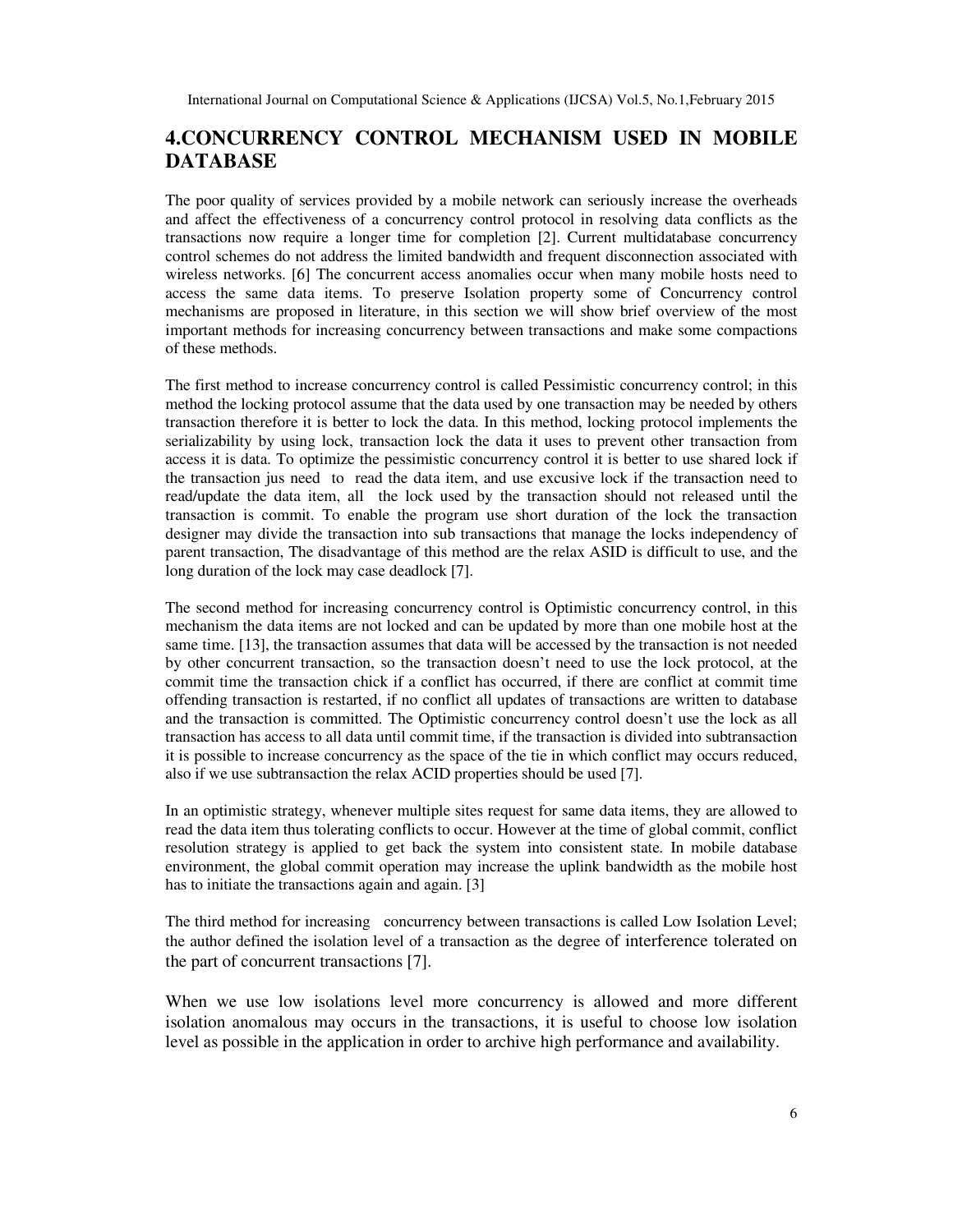## 4.CONCURRENCY CONTROL MECHANISM USED IN MOBILE DATABASE

The poor quality of services provided by a mobile network can seriously increase the overheads and affect the effectiveness of a concurrency control protocol in resolving data conflicts as the transactions now require a longer time for completion [2]. Current multidatabase concurrency control schemes do not address the limited bandwidth and frequent disconnection associated with wireless networks. [6] The concurrent access anomalies occur when many mobile hosts need to access the same data items. To preserve Isolation property some of Concurrency control mechanisms are proposed in literature, in this section we will show brief overview of the most important methods for increasing concurrency between transactions and make some compactions of these methods.

The first method to increase concurrency control is called Pessimistic concurrency control; in this method the locking protocol assume that the data used by one transaction may be needed by others transaction therefore it is better to lock the data. In this method, locking protocol implements the serializability by using lock, transaction lock the data it uses to prevent other transaction from access it is data. To optimize the pessimistic concurrency control it is better to use shared lock if the transaction jus need to read the data item, and use excusive lock if the transaction need to read/update the data item, all the lock used by the transaction should not released until the transaction is commit. To enable the program use short duration of the lock the transaction designer may divide the transaction into sub transactions that manage the locks independency of parent transaction, The disadvantage of this method are the relax ASID is difficult to use, and the long duration of the lock may case deadlock [7].

The second method for increasing concurrency control is Optimistic concurrency control, in this mechanism the data items are not locked and can be updated by more than one mobile host at the same time. [13], the transaction assumes that data will be accessed by the transaction is not needed by other concurrent transaction, so the transaction doesn't need to use the lock protocol, at the commit time the transaction chick if a conflict has occurred, if there are conflict at commit time offending transaction is restarted, if no conflict all updates of transactions are written to database and the transaction is committed. The Optimistic concurrency control doesn't use the lock as all transaction has access to all data until commit time, if the transaction is divided into subtransaction it is possible to increase concurrency as the space of the tie in which conflict may occurs reduced, also if we use subtransaction the relax ACID properties should be used [7].

In an optimistic strategy, whenever multiple sites request for same data items, they are allowed to read the data item thus tolerating conflicts to occur. However at the time of global commit, conflict resolution strategy is applied to get back the system into consistent state. In mobile database environment, the global commit operation may increase the uplink bandwidth as the mobile host has to initiate the transactions again and again. [3]

The third method for increasing concurrency between transactions is called Low Isolation Level; the author defined the isolation level of a transaction as the degree of interference tolerated on the part of concurrent transactions [7].

When we use low isolations level more concurrency is allowed and more different isolation anomalous may occurs in the transactions, it is useful to choose low isolation level as possible in the application in order to archive high performance and availability.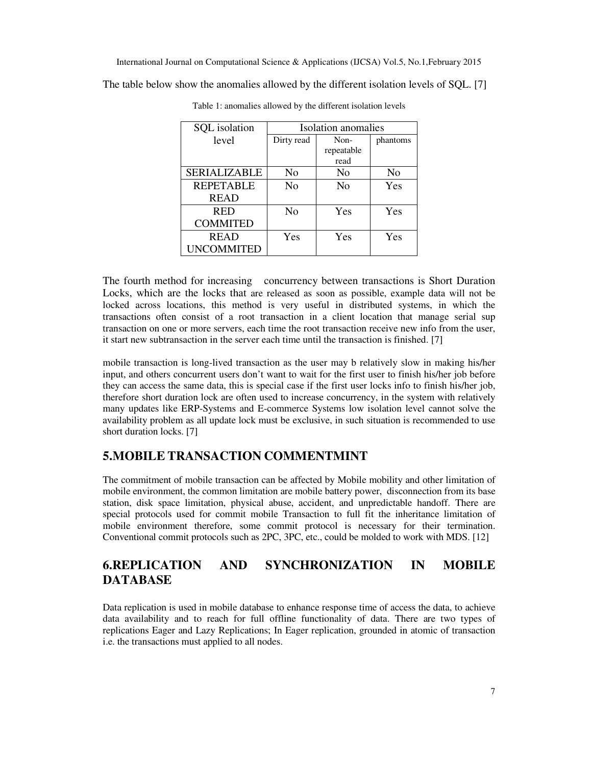The table below show the anomalies allowed by the different isolation levels of SQL. [7]

Table 1: anomalies allowed by the different isolation levels

| SQL isolation level | Isolation anomalies | | |
|---|---|---|---|
| | Dirty read | Non-repeatable read | phantoms |
| SERIALIZABLE | No | No | No |
| REPETABLE READ | No | No | Yes |
| RED COMMITED | No | Yes | Yes |
| READ UNCOMMITED | Yes | Yes | Yes |

The fourth method for increasing concurrency between transactions is Short Duration Locks, which are the locks that are released as soon as possible, example data will not be locked across locations, this method is very useful in distributed systems, in which the transactions often consist of a root transaction in a client location that manage serial sup transaction on one or more servers, each time the root transaction receive new info from the user, it start new subtransaction in the server each time until the transaction is finished. [7]

mobile transaction is long-lived transaction as the user may b relatively slow in making his/her input, and others concurrent users don't want to wait for the first user to finish his/her job before they can access the same data, this is special case if the first user locks info to finish his/her job, therefore short duration lock are often used to increase concurrency, in the system with relatively many updates like ERP-Systems and E-commerce Systems low isolation level cannot solve the availability problem as all update lock must be exclusive, in such situation is recommended to use short duration locks. [7]

## 5.MOBILE TRANSACTION COMMENTMINT

The commitment of mobile transaction can be affected by Mobile mobility and other limitation of mobile environment, the common limitation are mobile battery power, disconnection from its base station, disk space limitation, physical abuse, accident, and unpredictable handoff. There are special protocols used for commit mobile Transaction to full fit the inheritance limitation of mobile environment therefore, some commit protocol is necessary for their termination. Conventional commit protocols such as 2PC, 3PC, etc., could be molded to work with MDS. [12]

## 6.REPLICATION AND SYNCHRONIZATION IN MOBILE DATABASE

Data replication is used in mobile database to enhance response time of access the data, to achieve data availability and to reach for full offline functionality of data. There are two types of replications Eager and Lazy Replications; In Eager replication, grounded in atomic of transaction i.e. the transactions must applied to all nodes.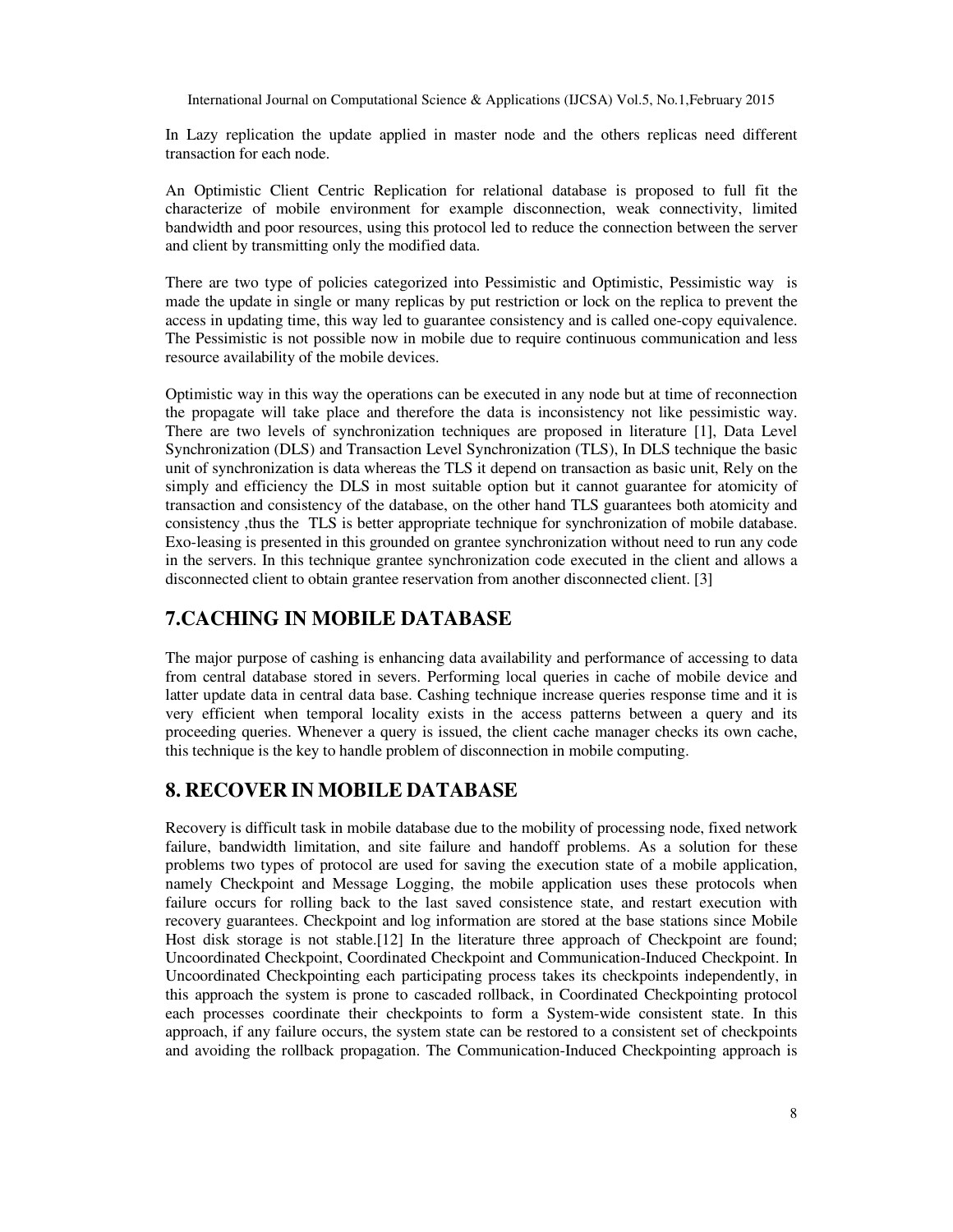In Lazy replication the update applied in master node and the others replicas need different transaction for each node.

An Optimistic Client Centric Replication for relational database is proposed to full fit the characterize of mobile environment for example disconnection, weak connectivity, limited bandwidth and poor resources, using this protocol led to reduce the connection between the server and client by transmitting only the modified data.

There are two type of policies categorized into Pessimistic and Optimistic, Pessimistic way is made the update in single or many replicas by put restriction or lock on the replica to prevent the access in updating time, this way led to guarantee consistency and is called one-copy equivalence. The Pessimistic is not possible now in mobile due to require continuous communication and less resource availability of the mobile devices.

Optimistic way in this way the operations can be executed in any node but at time of reconnection the propagate will take place and therefore the data is inconsistency not like pessimistic way. There are two levels of synchronization techniques are proposed in literature [1], Data Level Synchronization (DLS) and Transaction Level Synchronization (TLS), In DLS technique the basic unit of synchronization is data whereas the TLS it depend on transaction as basic unit, Rely on the simply and efficiency the DLS in most suitable option but it cannot guarantee for atomicity of transaction and consistency of the database, on the other hand TLS guarantees both atomicity and consistency ,thus the TLS is better appropriate technique for synchronization of mobile database. Exo-leasing is presented in this grounded on grantee synchronization without need to run any code in the servers. In this technique grantee synchronization code executed in the client and allows a disconnected client to obtain grantee reservation from another disconnected client. [3]

## 7.CACHING IN MOBILE DATABASE

The major purpose of cashing is enhancing data availability and performance of accessing to data from central database stored in severs. Performing local queries in cache of mobile device and latter update data in central data base. Cashing technique increase queries response time and it is very efficient when temporal locality exists in the access patterns between a query and its proceeding queries. Whenever a query is issued, the client cache manager checks its own cache, this technique is the key to handle problem of disconnection in mobile computing.

## 8. RECOVER IN MOBILE DATABASE

Recovery is difficult task in mobile database due to the mobility of processing node, fixed network failure, bandwidth limitation, and site failure and handoff problems. As a solution for these problems two types of protocol are used for saving the execution state of a mobile application, namely Checkpoint and Message Logging, the mobile application uses these protocols when failure occurs for rolling back to the last saved consistence state, and restart execution with recovery guarantees. Checkpoint and log information are stored at the base stations since Mobile Host disk storage is not stable.[12] In the literature three approach of Checkpoint are found; Uncoordinated Checkpoint, Coordinated Checkpoint and Communication-Induced Checkpoint. In Uncoordinated Checkpointing each participating process takes its checkpoints independently, in this approach the system is prone to cascaded rollback, in Coordinated Checkpointing protocol each processes coordinate their checkpoints to form a System-wide consistent state. In this approach, if any failure occurs, the system state can be restored to a consistent set of checkpoints and avoiding the rollback propagation. The Communication-Induced Checkpointing approach is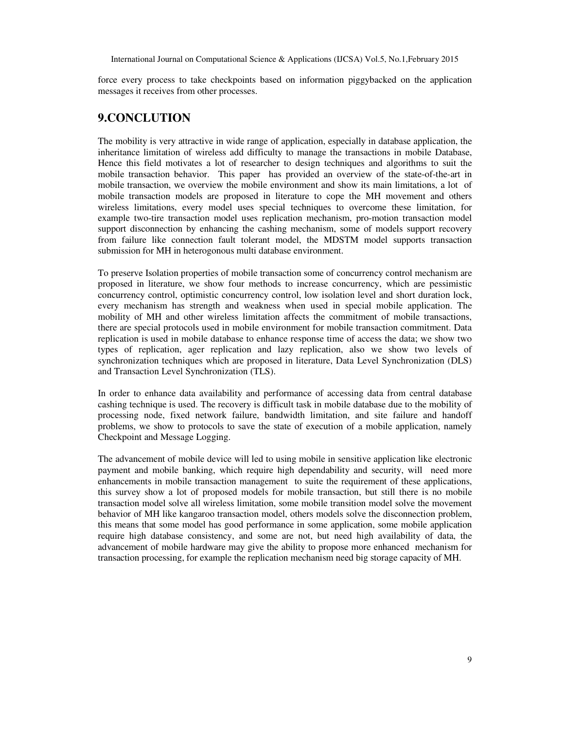force every process to take checkpoints based on information piggybacked on the application messages it receives from other processes.

## 9.CONCLUTION

The mobility is very attractive in wide range of application, especially in database application, the inheritance limitation of wireless add difficulty to manage the transactions in mobile Database, Hence this field motivates a lot of researcher to design techniques and algorithms to suit the mobile transaction behavior. This paper has provided an overview of the state-of-the-art in mobile transaction, we overview the mobile environment and show its main limitations, a lot of mobile transaction models are proposed in literature to cope the MH movement and others wireless limitations, every model uses special techniques to overcome these limitation, for example two-tire transaction model uses replication mechanism, pro-motion transaction model support disconnection by enhancing the cashing mechanism, some of models support recovery from failure like connection fault tolerant model, the MDSTM model supports transaction submission for MH in heterogonous multi database environment.

To preserve Isolation properties of mobile transaction some of concurrency control mechanism are proposed in literature, we show four methods to increase concurrency, which are pessimistic concurrency control, optimistic concurrency control, low isolation level and short duration lock, every mechanism has strength and weakness when used in special mobile application. The mobility of MH and other wireless limitation affects the commitment of mobile transactions, there are special protocols used in mobile environment for mobile transaction commitment. Data replication is used in mobile database to enhance response time of access the data; we show two types of replication, ager replication and lazy replication, also we show two levels of synchronization techniques which are proposed in literature, Data Level Synchronization (DLS) and Transaction Level Synchronization (TLS).

In order to enhance data availability and performance of accessing data from central database cashing technique is used. The recovery is difficult task in mobile database due to the mobility of processing node, fixed network failure, bandwidth limitation, and site failure and handoff problems, we show to protocols to save the state of execution of a mobile application, namely Checkpoint and Message Logging.

The advancement of mobile device will led to using mobile in sensitive application like electronic payment and mobile banking, which require high dependability and security, will need more enhancements in mobile transaction management to suite the requirement of these applications, this survey show a lot of proposed models for mobile transaction, but still there is no mobile transaction model solve all wireless limitation, some mobile transition model solve the movement behavior of MH like kangaroo transaction model, others models solve the disconnection problem, this means that some model has good performance in some application, some mobile application require high database consistency, and some are not, but need high availability of data, the advancement of mobile hardware may give the ability to propose more enhanced mechanism for transaction processing, for example the replication mechanism need big storage capacity of MH.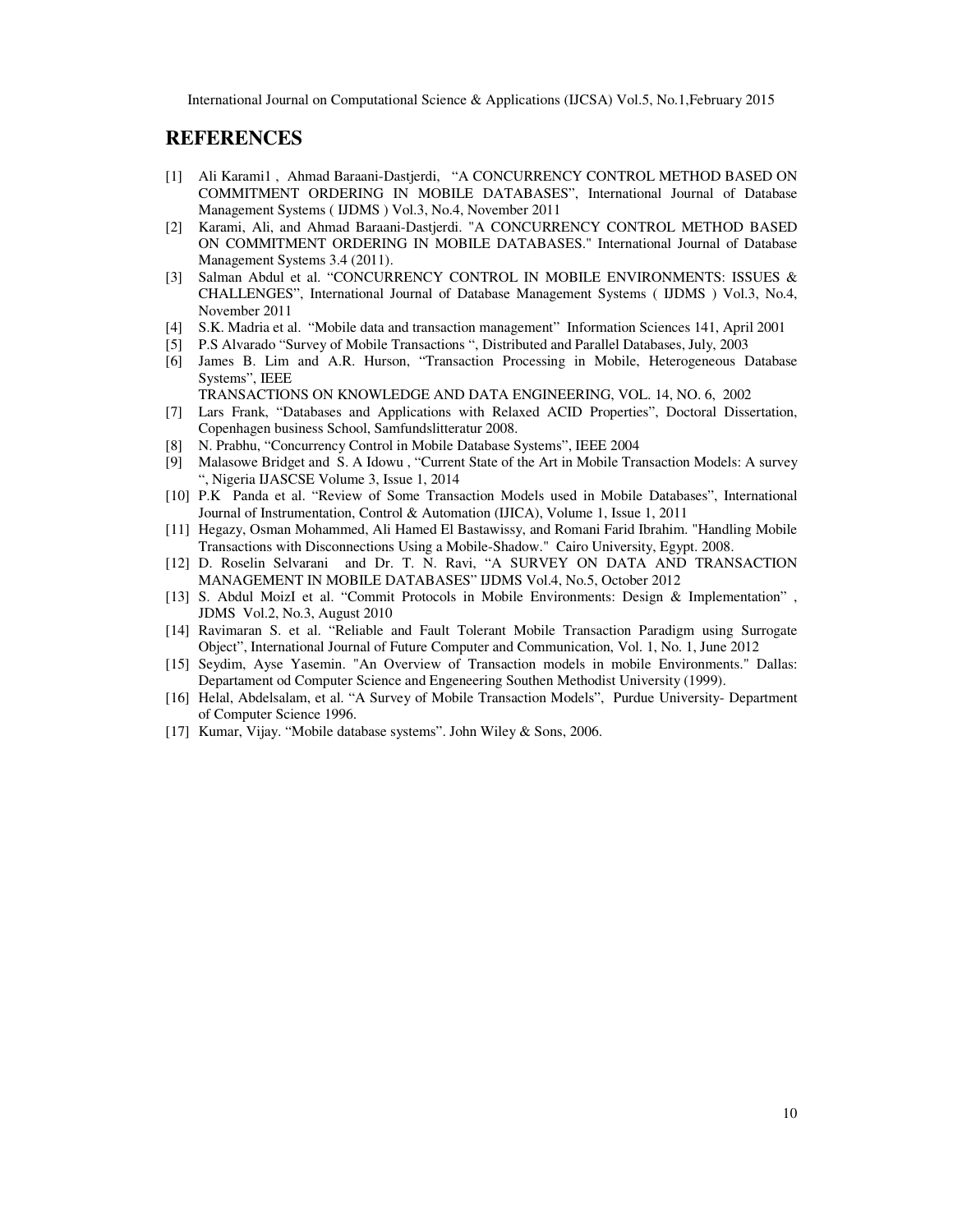# REFERENCES

[1] Ali Karami1 , Ahmad Baraani-Dastjerdi, "A CONCURRENCY CONTROL METHOD BASED ON COMMITMENT ORDERING IN MOBILE DATABASES", International Journal of Database Management Systems ( IJDMS ) Vol.3, No.4, November 2011

[2] Karami, Ali, and Ahmad Baraani-Dastjerdi. "A CONCURRENCY CONTROL METHOD BASED ON COMMITMENT ORDERING IN MOBILE DATABASES." International Journal of Database Management Systems 3.4 (2011).

[3] Salman Abdul et al. "CONCURRENCY CONTROL IN MOBILE ENVIRONMENTS: ISSUES & CHALLENGES", International Journal of Database Management Systems ( IJDMS ) Vol.3, No.4, November 2011

[4] S.K. Madria et al. "Mobile data and transaction management" Information Sciences 141, April 2001

[5] P.S Alvarado "Survey of Mobile Transactions ", Distributed and Parallel Databases, July, 2003

[6] James B. Lim and A.R. Hurson, "Transaction Processing in Mobile, Heterogeneous Database Systems", IEEE
TRANSACTIONS ON KNOWLEDGE AND DATA ENGINEERING, VOL. 14, NO. 6, 2002

[7] Lars Frank, "Databases and Applications with Relaxed ACID Properties", Doctoral Dissertation, Copenhagen business School, Samfundslitteratur 2008.

[8] N. Prabhu, "Concurrency Control in Mobile Database Systems", IEEE 2004

[9] Malasowe Bridget and S. A Idowu , "Current State of the Art in Mobile Transaction Models: A survey ", Nigeria IJASCSE Volume 3, Issue 1, 2014

[10] P.K Panda et al. "Review of Some Transaction Models used in Mobile Databases", International Journal of Instrumentation, Control & Automation (IJICA), Volume 1, Issue 1, 2011

[11] Hegazy, Osman Mohammed, Ali Hamed El Bastawissy, and Romani Farid Ibrahim. "Handling Mobile Transactions with Disconnections Using a Mobile-Shadow." Cairo University, Egypt. 2008.

[12] D. Roselin Selvarani and Dr. T. N. Ravi, "A SURVEY ON DATA AND TRANSACTION MANAGEMENT IN MOBILE DATABASES" IJDMS Vol.4, No.5, October 2012

[13] S. Abdul MoizI et al. "Commit Protocols in Mobile Environments: Design & Implementation" , JDMS Vol.2, No.3, August 2010

[14] Ravimaran S. et al. "Reliable and Fault Tolerant Mobile Transaction Paradigm using Surrogate Object", International Journal of Future Computer and Communication, Vol. 1, No. 1, June 2012

[15] Seydim, Ayse Yasemin. "An Overview of Transaction models in mobile Environments." Dallas: Departament od Computer Science and Engeneering Southen Methodist University (1999).

[16] Helal, Abdelsalam, et al. "A Survey of Mobile Transaction Models", Purdue University- Department of Computer Science 1996.

[17] Kumar, Vijay. "Mobile database systems". John Wiley & Sons, 2006.